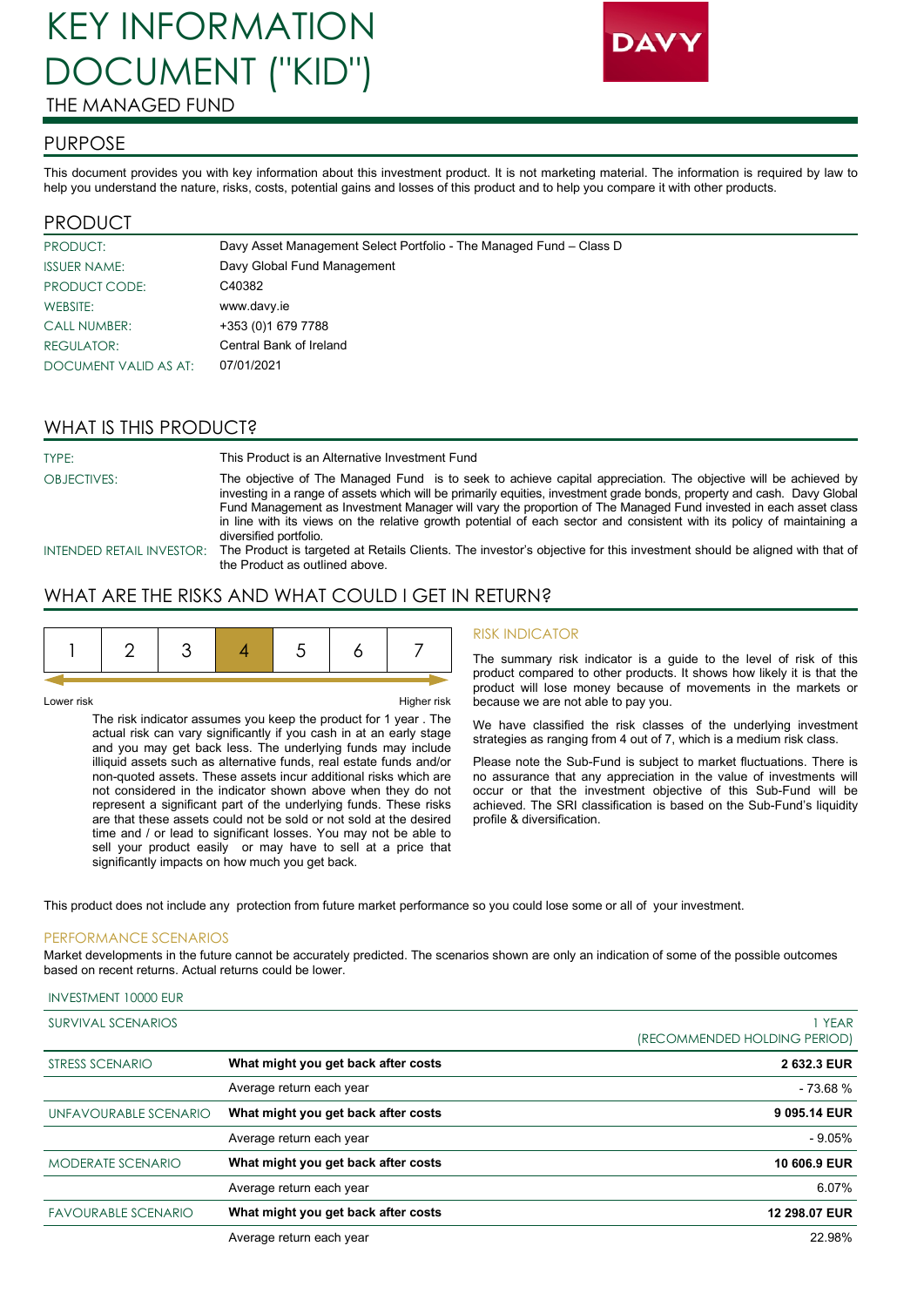# KEY INFORMATION DOCUMENT ("KID")

THE MANAGED FUND

DAVY

## PURPOSE

This document provides you with key information about this investment product. It is not marketing material. The information is required by law to help you understand the nature, risks, costs, potential gains and losses of this product and to help you compare it with other products.

## PRODUCT

| | |
|---|---|
| PRODUCT: | Davy Asset Management Select Portfolio - The Managed Fund – Class D |
| ISSUER NAME: | Davy Global Fund Management |
| PRODUCT CODE: | C40382 |
| WEBSITE: | www.davy.ie |
| CALL NUMBER: | +353 (0)1 679 7788 |
| REGULATOR: | Central Bank of Ireland |
| DOCUMENT VALID AS AT: | 07/01/2021 |

## WHAT IS THIS PRODUCT?

| | |
|---|---|
| TYPE: | This Product is an Alternative Investment Fund |
| OBJECTIVES: | The objective of The Managed Fund is to seek to achieve capital appreciation. The objective will be achieved by investing in a range of assets which will be primarily equities, investment grade bonds, property and cash. Davy Global Fund Management as Investment Manager will vary the proportion of The Managed Fund invested in each asset class in line with its views on the relative growth potential of each sector and consistent with its policy of maintaining a diversified portfolio. |
| INTENDED RETAIL INVESTOR: | The Product is targeted at Retails Clients. The investor's objective for this investment should be aligned with that of the Product as outlined above. |

## WHAT ARE THE RISKS AND WHAT COULD I GET IN RETURN?

| 1 | 2 | 3 | **4** | 5 | 6 | 7 |
|---|---|---|---|---|---|---|

Lower risk — Higher risk

The risk indicator assumes you keep the product for 1 year . The actual risk can vary significantly if you cash in at an early stage and you may get back less. The underlying funds may include illiquid assets such as alternative funds, real estate funds and/or non-quoted assets. These assets incur additional risks which are not considered in the indicator shown above when they do not represent a significant part of the underlying funds. These risks are that these assets could not be sold or not sold at the desired time and / or lead to significant losses. You may not be able to sell your product easily or may have to sell at a price that significantly impacts on how much you get back.

### RISK INDICATOR

The summary risk indicator is a guide to the level of risk of this product compared to other products. It shows how likely it is that the product will lose money because of movements in the markets or because we are not able to pay you.

We have classified the risk classes of the underlying investment strategies as ranging from 4 out of 7, which is a medium risk class.

Please note the Sub-Fund is subject to market fluctuations. There is no assurance that any appreciation in the value of investments will occur or that the investment objective of this Sub-Fund will be achieved. The SRI classification is based on the Sub-Fund's liquidity profile & diversification.

This product does not include any protection from future market performance so you could lose some or all of your investment.

### PERFORMANCE SCENARIOS

Market developments in the future cannot be accurately predicted. The scenarios shown are only an indication of some of the possible outcomes based on recent returns. Actual returns could be lower.

INVESTMENT 10000 EUR

| SURVIVAL SCENARIOS | | 1 YEAR (RECOMMENDED HOLDING PERIOD) |
|---|---|---|
| STRESS SCENARIO | **What might you get back after costs** | **2 632.3 EUR** |
| | Average return each year | - 73.68 % |
| UNFAVOURABLE SCENARIO | **What might you get back after costs** | **9 095.14 EUR** |
| | Average return each year | - 9.05% |
| MODERATE SCENARIO | **What might you get back after costs** | **10 606.9 EUR** |
| | Average return each year | 6.07% |
| FAVOURABLE SCENARIO | **What might you get back after costs** | **12 298.07 EUR** |
| | Average return each year | 22.98% |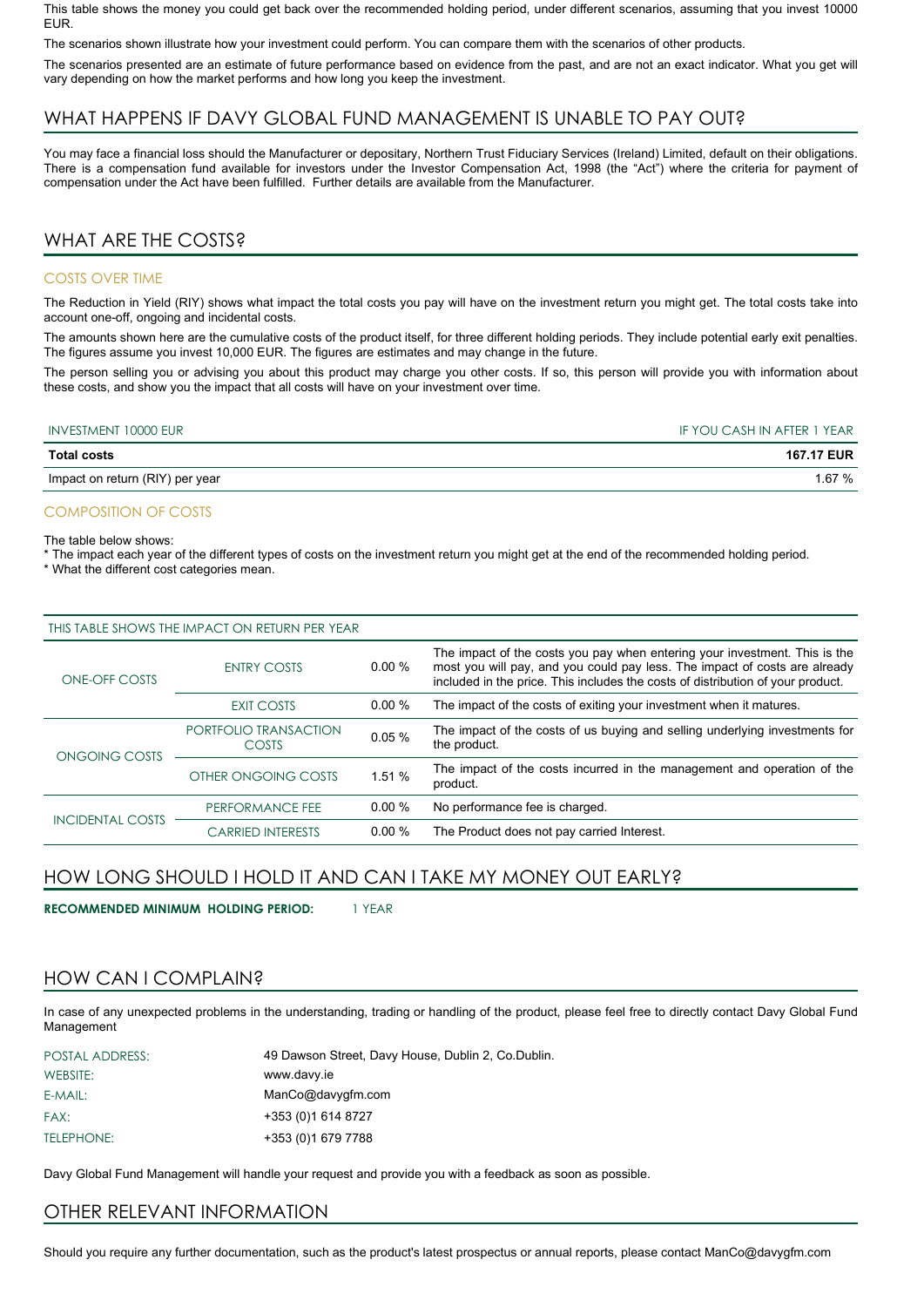This table shows the money you could get back over the recommended holding period, under different scenarios, assuming that you invest 10000 EUR.

The scenarios shown illustrate how your investment could perform. You can compare them with the scenarios of other products.

The scenarios presented are an estimate of future performance based on evidence from the past, and are not an exact indicator. What you get will vary depending on how the market performs and how long you keep the investment.

## WHAT HAPPENS IF DAVY GLOBAL FUND MANAGEMENT IS UNABLE TO PAY OUT?

You may face a financial loss should the Manufacturer or depositary, Northern Trust Fiduciary Services (Ireland) Limited, default on their obligations. There is a compensation fund available for investors under the Investor Compensation Act, 1998 (the "Act") where the criteria for payment of compensation under the Act have been fulfilled. Further details are available from the Manufacturer.

## WHAT ARE THE COSTS?

### COSTS OVER TIME

The Reduction in Yield (RIY) shows what impact the total costs you pay will have on the investment return you might get. The total costs take into account one-off, ongoing and incidental costs.

The amounts shown here are the cumulative costs of the product itself, for three different holding periods. They include potential early exit penalties. The figures assume you invest 10,000 EUR. The figures are estimates and may change in the future.

The person selling you or advising you about this product may charge you other costs. If so, this person will provide you with information about these costs, and show you the impact that all costs will have on your investment over time.

| INVESTMENT 10000 EUR | IF YOU CASH IN AFTER 1 YEAR |
|---|---|
| **Total costs** | **167.17 EUR** |
| Impact on return (RIY) per year | 1.67 % |

### COMPOSITION OF COSTS

The table below shows:
* The impact each year of the different types of costs on the investment return you might get at the end of the recommended holding period.
* What the different cost categories mean.

| THIS TABLE SHOWS THE IMPACT ON RETURN PER YEAR | | | |
|---|---|---|---|
| ONE-OFF COSTS | ENTRY COSTS | 0.00 % | The impact of the costs you pay when entering your investment. This is the most you will pay, and you could pay less. The impact of costs are already included in the price. This includes the costs of distribution of your product. |
| | EXIT COSTS | 0.00 % | The impact of the costs of exiting your investment when it matures. |
| ONGOING COSTS | PORTFOLIO TRANSACTION COSTS | 0.05 % | The impact of the costs of us buying and selling underlying investments for the product. |
| | OTHER ONGOING COSTS | 1.51 % | The impact of the costs incurred in the management and operation of the product. |
| INCIDENTAL COSTS | PERFORMANCE FEE | 0.00 % | No performance fee is charged. |
| | CARRIED INTERESTS | 0.00 % | The Product does not pay carried Interest. |

## HOW LONG SHOULD I HOLD IT AND CAN I TAKE MY MONEY OUT EARLY?

**RECOMMENDED MINIMUM HOLDING PERIOD:** 1 YEAR

## HOW CAN I COMPLAIN?

In case of any unexpected problems in the understanding, trading or handling of the product, please feel free to directly contact Davy Global Fund Management

| | |
|---|---|
| POSTAL ADDRESS: | 49 Dawson Street, Davy House, Dublin 2, Co.Dublin. |
| WEBSITE: | www.davy.ie |
| E-MAIL: | ManCo@davygfm.com |
| FAX: | +353 (0)1 614 8727 |
| TELEPHONE: | +353 (0)1 679 7788 |

Davy Global Fund Management will handle your request and provide you with a feedback as soon as possible.

## OTHER RELEVANT INFORMATION

Should you require any further documentation, such as the product's latest prospectus or annual reports, please contact ManCo@davygfm.com